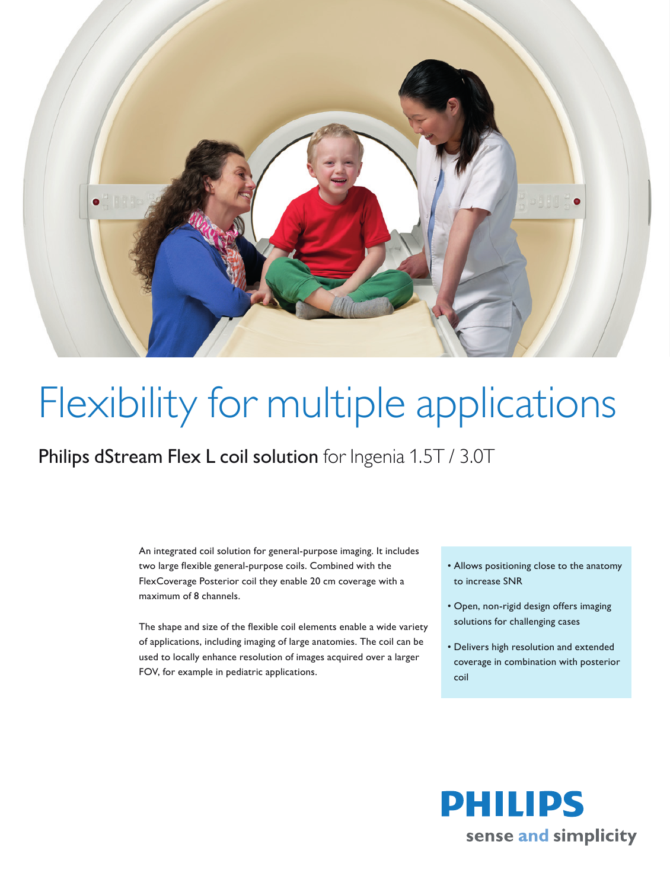# Flexibility for multiple applications

## Philips dStream Flex L coil solution for Ingenia 1.5T / 3.0T

An integrated coil solution for general-purpose imaging. It includes two large flexible general-purpose coils. Combined with the FlexCoverage Posterior coil they enable 20 cm coverage with a maximum of 8 channels.

The shape and size of the flexible coil elements enable a wide variety of applications, including imaging of large anatomies. The coil can be used to locally enhance resolution of images acquired over a larger FOV, for example in pediatric applications.

- Allows positioning close to the anatomy to increase SNR
- Open, non-rigid design offers imaging solutions for challenging cases
- Delivers high resolution and extended coverage in combination with posterior coil

**PHILIPS**

sense and simplicity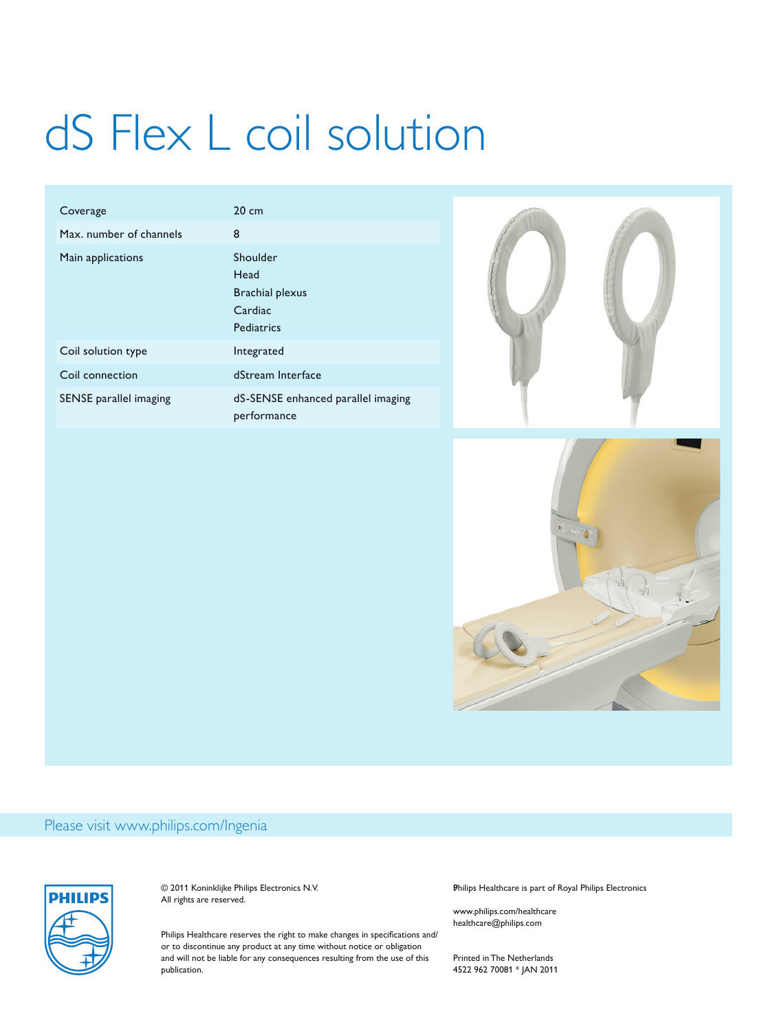# dS Flex L coil solution

| | |
|---|---|
| Coverage | 20 cm |
| Max. number of channels | 8 |
| Main applications | Shoulder<br>Head<br>Brachial plexus<br>Cardiac<br>Pediatrics |
| Coil solution type | Integrated |
| Coil connection | dStream Interface |
| SENSE parallel imaging | dS-SENSE enhanced parallel imaging performance |

Please visit www.philips.com/Ingenia

PHILIPS

© 2011 Koninklijke Philips Electronics N.V.
All rights are reserved.

Philips Healthcare reserves the right to make changes in specifications and/ or to discontinue any product at any time without notice or obligation and will not be liable for any consequences resulting from the use of this publication.

Philips Healthcare is part of Royal Philips Electronics

www.philips.com/healthcare
healthcare@philips.com

Printed in The Netherlands
4522 962 70081 * JAN 2011